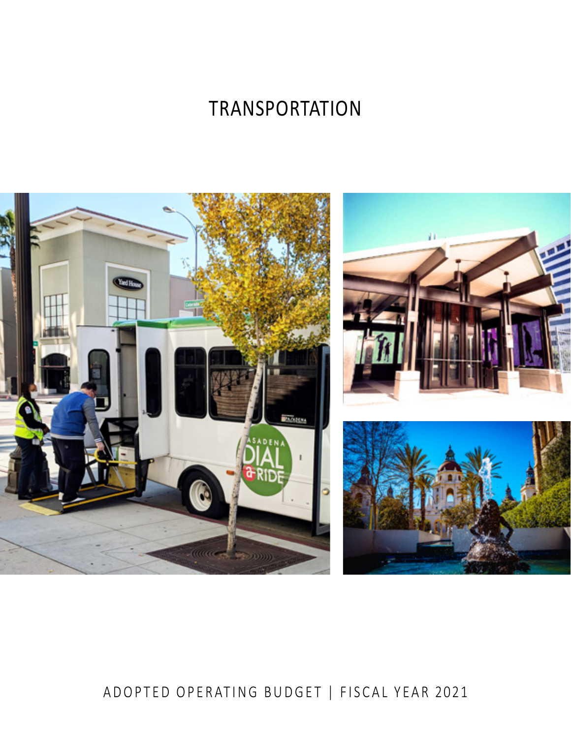# TRANSPORTATION

ADOPTED OPERATING BUDGET | FISCAL YEAR 2021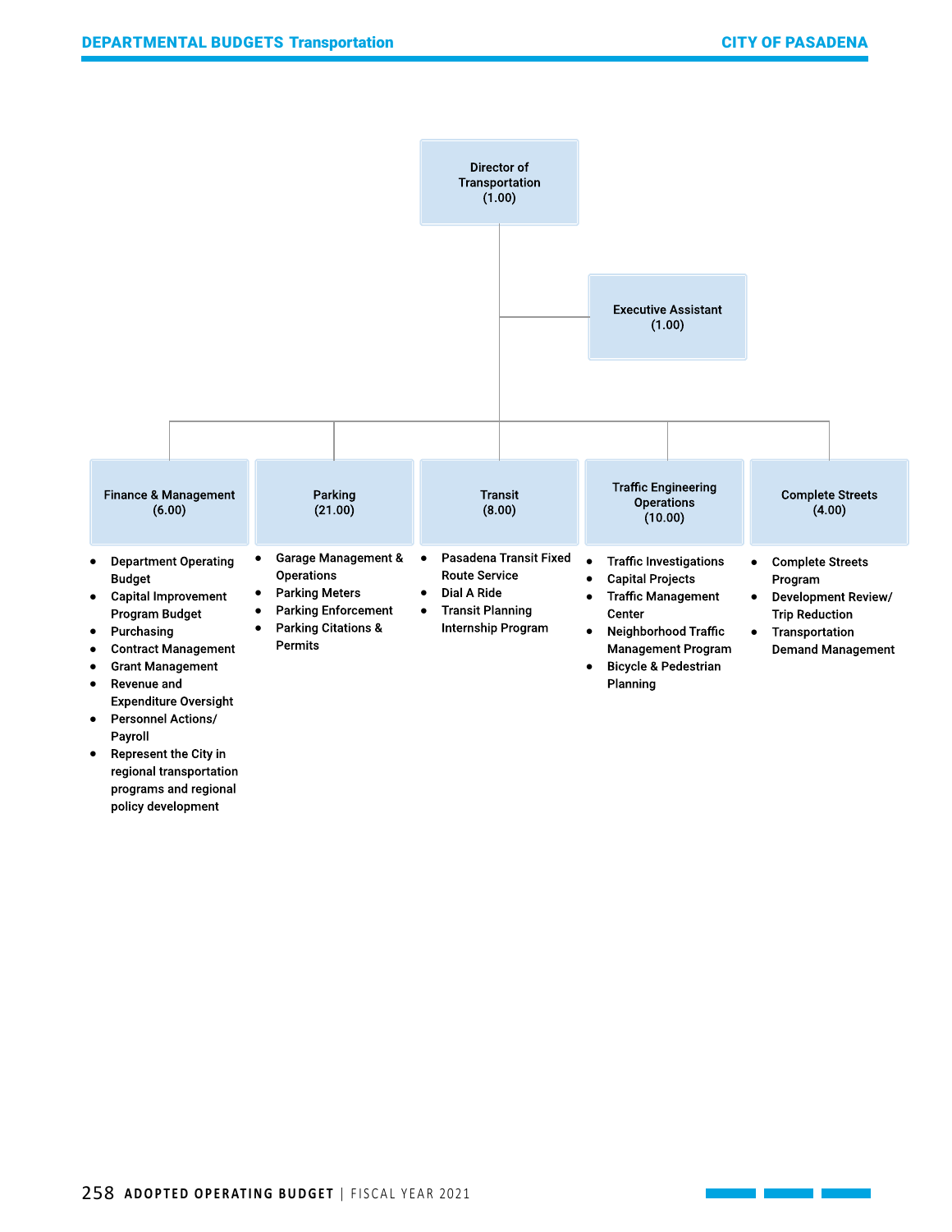**Director of Transportation (1.00)**

- **Executive Assistant (1.00)**

**Finance & Management (6.00)**

- Department Operating Budget
- Capital Improvement Program Budget
- Purchasing
- Contract Management
- Grant Management
- Revenue and Expenditure Oversight
- Personnel Actions/ Payroll
- Represent the City in regional transportation programs and regional policy development

**Parking (21.00)**

- Garage Management & Operations
- Parking Meters
- Parking Enforcement
- Parking Citations & Permits

**Transit (8.00)**

- Pasadena Transit Fixed Route Service
- Dial A Ride
- Transit Planning Internship Program

**Traffic Engineering Operations (10.00)**

- Traffic Investigations
- Capital Projects
- Traffic Management Center
- Neighborhood Traffic Management Program
- Bicycle & Pedestrian Planning

**Complete Streets (4.00)**

- Complete Streets Program
- Development Review/ Trip Reduction
- Transportation Demand Management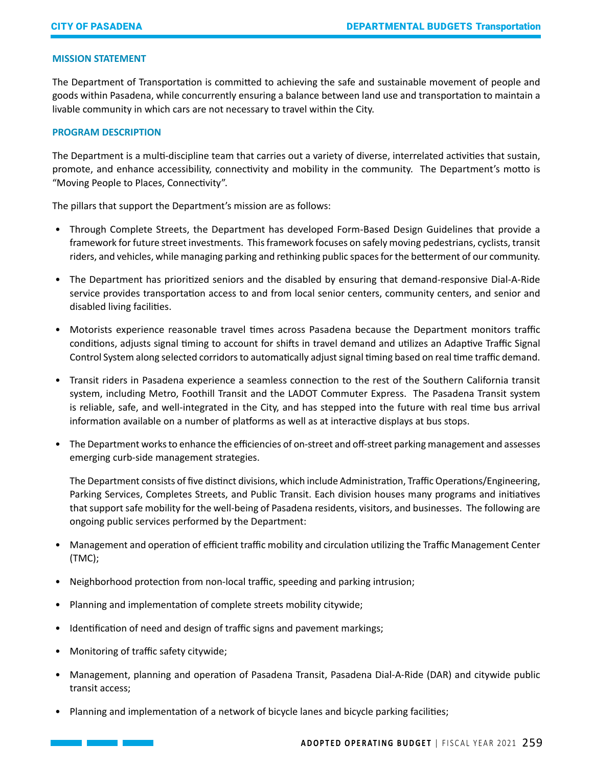## MISSION STATEMENT

The Department of Transportation is committed to achieving the safe and sustainable movement of people and goods within Pasadena, while concurrently ensuring a balance between land use and transportation to maintain a livable community in which cars are not necessary to travel within the City.

## PROGRAM DESCRIPTION

The Department is a multi-discipline team that carries out a variety of diverse, interrelated activities that sustain, promote, and enhance accessibility, connectivity and mobility in the community. The Department's motto is "Moving People to Places, Connectivity".

The pillars that support the Department's mission are as follows:

- Through Complete Streets, the Department has developed Form-Based Design Guidelines that provide a framework for future street investments. This framework focuses on safely moving pedestrians, cyclists, transit riders, and vehicles, while managing parking and rethinking public spaces for the betterment of our community.
- The Department has prioritized seniors and the disabled by ensuring that demand-responsive Dial-A-Ride service provides transportation access to and from local senior centers, community centers, and senior and disabled living facilities.
- Motorists experience reasonable travel times across Pasadena because the Department monitors traffic conditions, adjusts signal timing to account for shifts in travel demand and utilizes an Adaptive Traffic Signal Control System along selected corridors to automatically adjust signal timing based on real time traffic demand.
- Transit riders in Pasadena experience a seamless connection to the rest of the Southern California transit system, including Metro, Foothill Transit and the LADOT Commuter Express. The Pasadena Transit system is reliable, safe, and well-integrated in the City, and has stepped into the future with real time bus arrival information available on a number of platforms as well as at interactive displays at bus stops.
- The Department works to enhance the efficiencies of on-street and off-street parking management and assesses emerging curb-side management strategies.

  The Department consists of five distinct divisions, which include Administration, Traffic Operations/Engineering, Parking Services, Completes Streets, and Public Transit. Each division houses many programs and initiatives that support safe mobility for the well-being of Pasadena residents, visitors, and businesses. The following are ongoing public services performed by the Department:

- Management and operation of efficient traffic mobility and circulation utilizing the Traffic Management Center (TMC);
- Neighborhood protection from non-local traffic, speeding and parking intrusion;
- Planning and implementation of complete streets mobility citywide;
- Identification of need and design of traffic signs and pavement markings;
- Monitoring of traffic safety citywide;
- Management, planning and operation of Pasadena Transit, Pasadena Dial-A-Ride (DAR) and citywide public transit access;
- Planning and implementation of a network of bicycle lanes and bicycle parking facilities;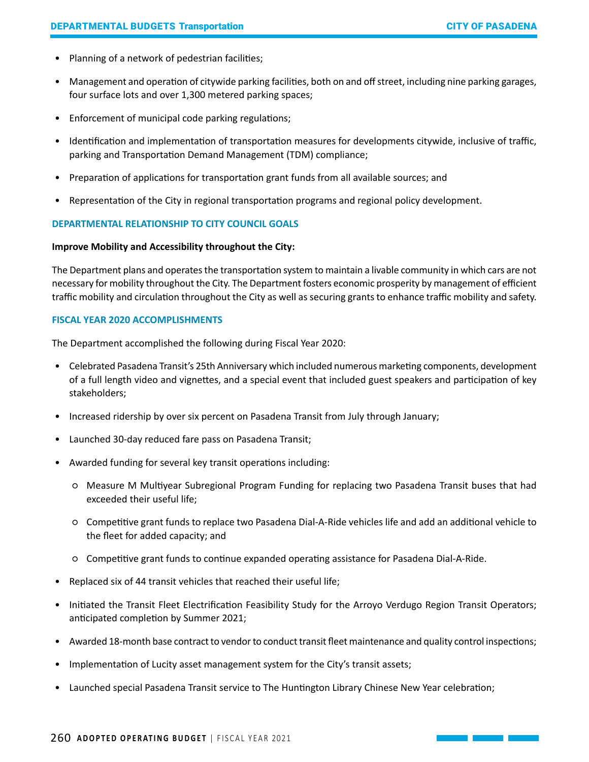- Planning of a network of pedestrian facilities;
- Management and operation of citywide parking facilities, both on and off street, including nine parking garages, four surface lots and over 1,300 metered parking spaces;
- Enforcement of municipal code parking regulations;
- Identification and implementation of transportation measures for developments citywide, inclusive of traffic, parking and Transportation Demand Management (TDM) compliance;
- Preparation of applications for transportation grant funds from all available sources; and
- Representation of the City in regional transportation programs and regional policy development.

## DEPARTMENTAL RELATIONSHIP TO CITY COUNCIL GOALS

**Improve Mobility and Accessibility throughout the City:**

The Department plans and operates the transportation system to maintain a livable community in which cars are not necessary for mobility throughout the City. The Department fosters economic prosperity by management of efficient traffic mobility and circulation throughout the City as well as securing grants to enhance traffic mobility and safety.

## FISCAL YEAR 2020 ACCOMPLISHMENTS

The Department accomplished the following during Fiscal Year 2020:

- Celebrated Pasadena Transit's 25th Anniversary which included numerous marketing components, development of a full length video and vignettes, and a special event that included guest speakers and participation of key stakeholders;
- Increased ridership by over six percent on Pasadena Transit from July through January;
- Launched 30-day reduced fare pass on Pasadena Transit;
- Awarded funding for several key transit operations including:
    - Measure M Multiyear Subregional Program Funding for replacing two Pasadena Transit buses that had exceeded their useful life;
    - Competitive grant funds to replace two Pasadena Dial-A-Ride vehicles life and add an additional vehicle to the fleet for added capacity; and
    - Competitive grant funds to continue expanded operating assistance for Pasadena Dial-A-Ride.
- Replaced six of 44 transit vehicles that reached their useful life;
- Initiated the Transit Fleet Electrification Feasibility Study for the Arroyo Verdugo Region Transit Operators; anticipated completion by Summer 2021;
- Awarded 18-month base contract to vendor to conduct transit fleet maintenance and quality control inspections;
- Implementation of Lucity asset management system for the City's transit assets;
- Launched special Pasadena Transit service to The Huntington Library Chinese New Year celebration;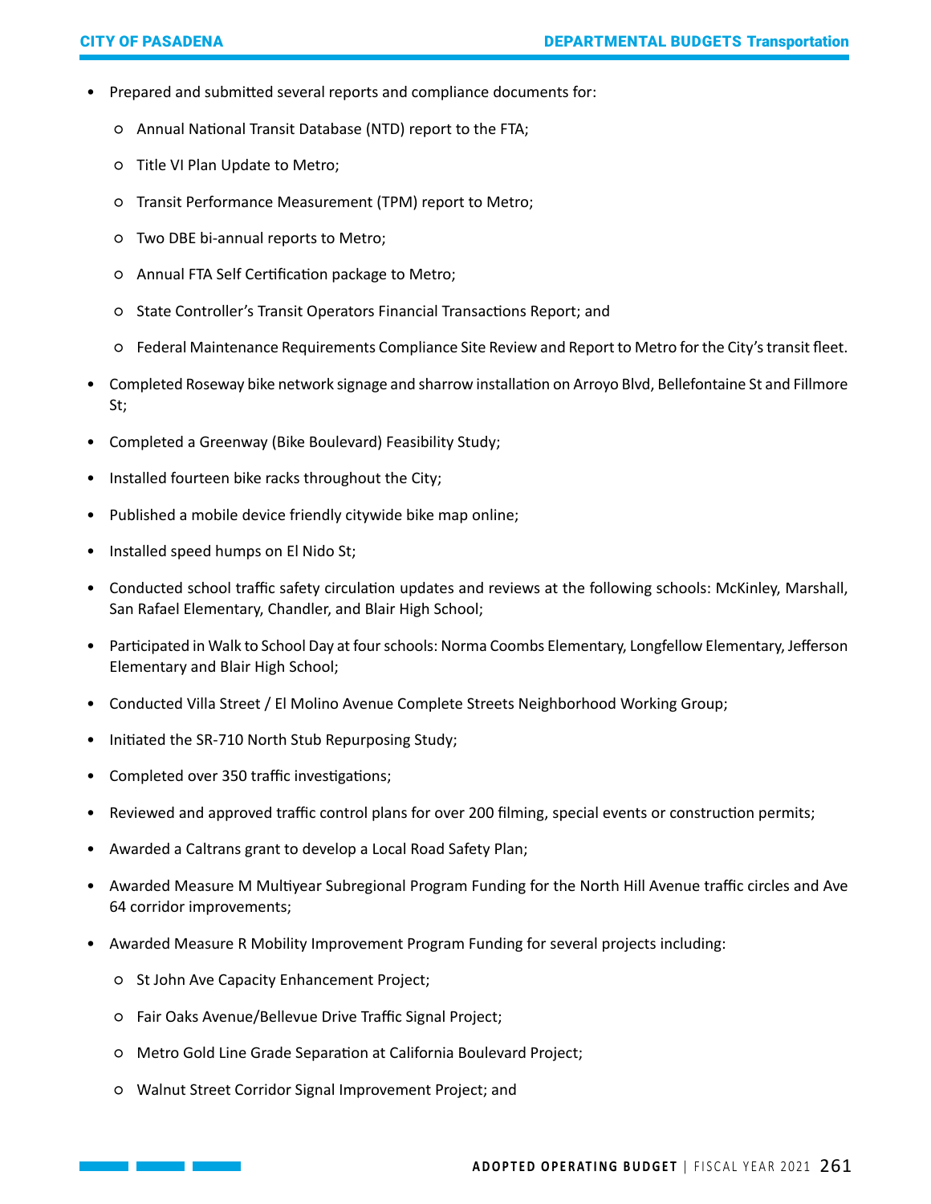- Prepared and submitted several reports and compliance documents for:
  - Annual National Transit Database (NTD) report to the FTA;
  - Title VI Plan Update to Metro;
  - Transit Performance Measurement (TPM) report to Metro;
  - Two DBE bi-annual reports to Metro;
  - Annual FTA Self Certification package to Metro;
  - State Controller's Transit Operators Financial Transactions Report; and
  - Federal Maintenance Requirements Compliance Site Review and Report to Metro for the City's transit fleet.
- Completed Roseway bike network signage and sharrow installation on Arroyo Blvd, Bellefontaine St and Fillmore St;
- Completed a Greenway (Bike Boulevard) Feasibility Study;
- Installed fourteen bike racks throughout the City;
- Published a mobile device friendly citywide bike map online;
- Installed speed humps on El Nido St;
- Conducted school traffic safety circulation updates and reviews at the following schools: McKinley, Marshall, San Rafael Elementary, Chandler, and Blair High School;
- Participated in Walk to School Day at four schools: Norma Coombs Elementary, Longfellow Elementary, Jefferson Elementary and Blair High School;
- Conducted Villa Street / El Molino Avenue Complete Streets Neighborhood Working Group;
- Initiated the SR-710 North Stub Repurposing Study;
- Completed over 350 traffic investigations;
- Reviewed and approved traffic control plans for over 200 filming, special events or construction permits;
- Awarded a Caltrans grant to develop a Local Road Safety Plan;
- Awarded Measure M Multiyear Subregional Program Funding for the North Hill Avenue traffic circles and Ave 64 corridor improvements;
- Awarded Measure R Mobility Improvement Program Funding for several projects including:
  - St John Ave Capacity Enhancement Project;
  - Fair Oaks Avenue/Bellevue Drive Traffic Signal Project;
  - Metro Gold Line Grade Separation at California Boulevard Project;
  - Walnut Street Corridor Signal Improvement Project; and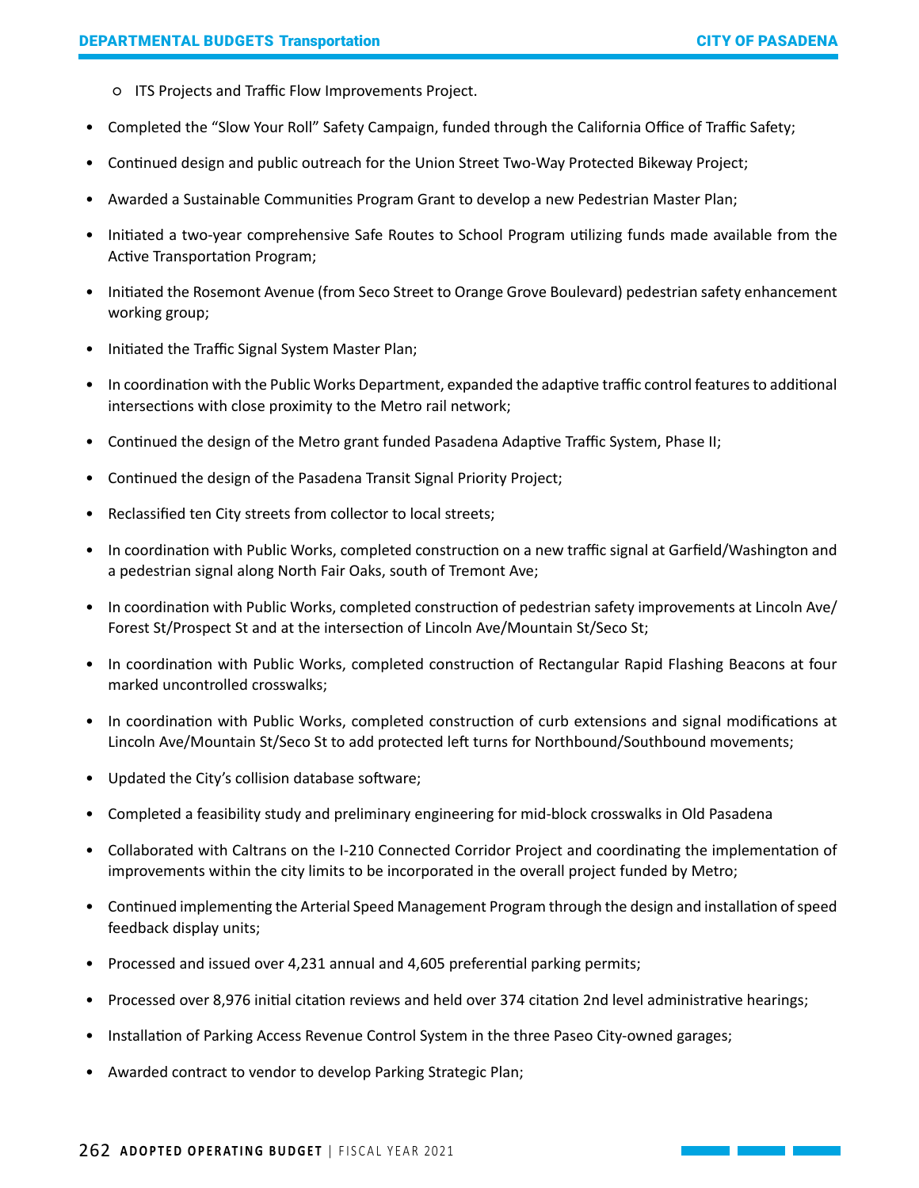- ITS Projects and Traffic Flow Improvements Project.
- Completed the "Slow Your Roll" Safety Campaign, funded through the California Office of Traffic Safety;
- Continued design and public outreach for the Union Street Two-Way Protected Bikeway Project;
- Awarded a Sustainable Communities Program Grant to develop a new Pedestrian Master Plan;
- Initiated a two-year comprehensive Safe Routes to School Program utilizing funds made available from the Active Transportation Program;
- Initiated the Rosemont Avenue (from Seco Street to Orange Grove Boulevard) pedestrian safety enhancement working group;
- Initiated the Traffic Signal System Master Plan;
- In coordination with the Public Works Department, expanded the adaptive traffic control features to additional intersections with close proximity to the Metro rail network;
- Continued the design of the Metro grant funded Pasadena Adaptive Traffic System, Phase II;
- Continued the design of the Pasadena Transit Signal Priority Project;
- Reclassified ten City streets from collector to local streets;
- In coordination with Public Works, completed construction on a new traffic signal at Garfield/Washington and a pedestrian signal along North Fair Oaks, south of Tremont Ave;
- In coordination with Public Works, completed construction of pedestrian safety improvements at Lincoln Ave/ Forest St/Prospect St and at the intersection of Lincoln Ave/Mountain St/Seco St;
- In coordination with Public Works, completed construction of Rectangular Rapid Flashing Beacons at four marked uncontrolled crosswalks;
- In coordination with Public Works, completed construction of curb extensions and signal modifications at Lincoln Ave/Mountain St/Seco St to add protected left turns for Northbound/Southbound movements;
- Updated the City's collision database software;
- Completed a feasibility study and preliminary engineering for mid-block crosswalks in Old Pasadena
- Collaborated with Caltrans on the I-210 Connected Corridor Project and coordinating the implementation of improvements within the city limits to be incorporated in the overall project funded by Metro;
- Continued implementing the Arterial Speed Management Program through the design and installation of speed feedback display units;
- Processed and issued over 4,231 annual and 4,605 preferential parking permits;
- Processed over 8,976 initial citation reviews and held over 374 citation 2nd level administrative hearings;
- Installation of Parking Access Revenue Control System in the three Paseo City-owned garages;
- Awarded contract to vendor to develop Parking Strategic Plan;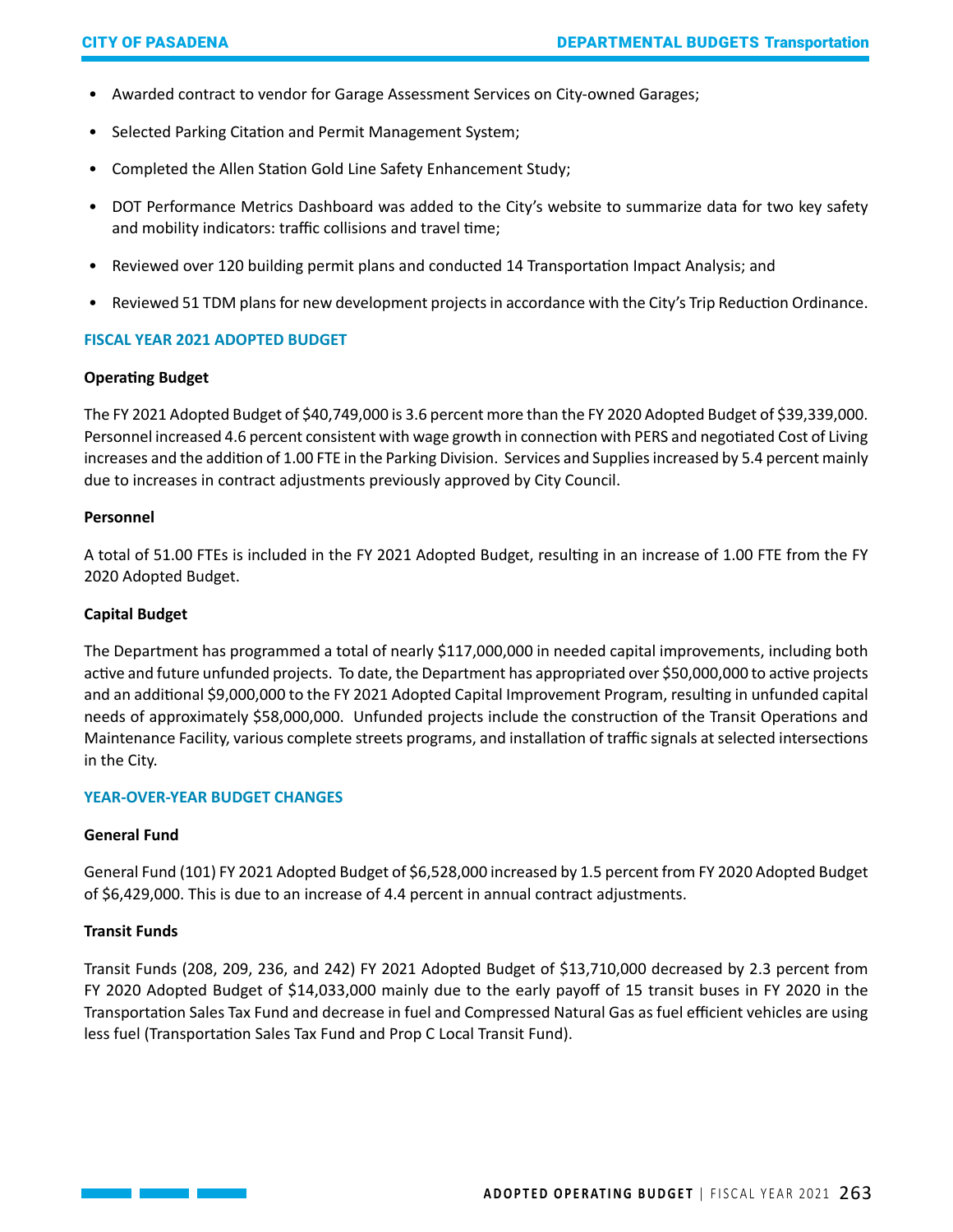- Awarded contract to vendor for Garage Assessment Services on City-owned Garages;
- Selected Parking Citation and Permit Management System;
- Completed the Allen Station Gold Line Safety Enhancement Study;
- DOT Performance Metrics Dashboard was added to the City's website to summarize data for two key safety and mobility indicators: traffic collisions and travel time;
- Reviewed over 120 building permit plans and conducted 14 Transportation Impact Analysis; and
- Reviewed 51 TDM plans for new development projects in accordance with the City's Trip Reduction Ordinance.

## FISCAL YEAR 2021 ADOPTED BUDGET

### Operating Budget

The FY 2021 Adopted Budget of $40,749,000 is 3.6 percent more than the FY 2020 Adopted Budget of $39,339,000. Personnel increased 4.6 percent consistent with wage growth in connection with PERS and negotiated Cost of Living increases and the addition of 1.00 FTE in the Parking Division. Services and Supplies increased by 5.4 percent mainly due to increases in contract adjustments previously approved by City Council.

### Personnel

A total of 51.00 FTEs is included in the FY 2021 Adopted Budget, resulting in an increase of 1.00 FTE from the FY 2020 Adopted Budget.

### Capital Budget

The Department has programmed a total of nearly $117,000,000 in needed capital improvements, including both active and future unfunded projects. To date, the Department has appropriated over $50,000,000 to active projects and an additional $9,000,000 to the FY 2021 Adopted Capital Improvement Program, resulting in unfunded capital needs of approximately $58,000,000. Unfunded projects include the construction of the Transit Operations and Maintenance Facility, various complete streets programs, and installation of traffic signals at selected intersections in the City.

## YEAR-OVER-YEAR BUDGET CHANGES

### General Fund

General Fund (101) FY 2021 Adopted Budget of $6,528,000 increased by 1.5 percent from FY 2020 Adopted Budget of $6,429,000. This is due to an increase of 4.4 percent in annual contract adjustments.

### Transit Funds

Transit Funds (208, 209, 236, and 242) FY 2021 Adopted Budget of $13,710,000 decreased by 2.3 percent from FY 2020 Adopted Budget of $14,033,000 mainly due to the early payoff of 15 transit buses in FY 2020 in the Transportation Sales Tax Fund and decrease in fuel and Compressed Natural Gas as fuel efficient vehicles are using less fuel (Transportation Sales Tax Fund and Prop C Local Transit Fund).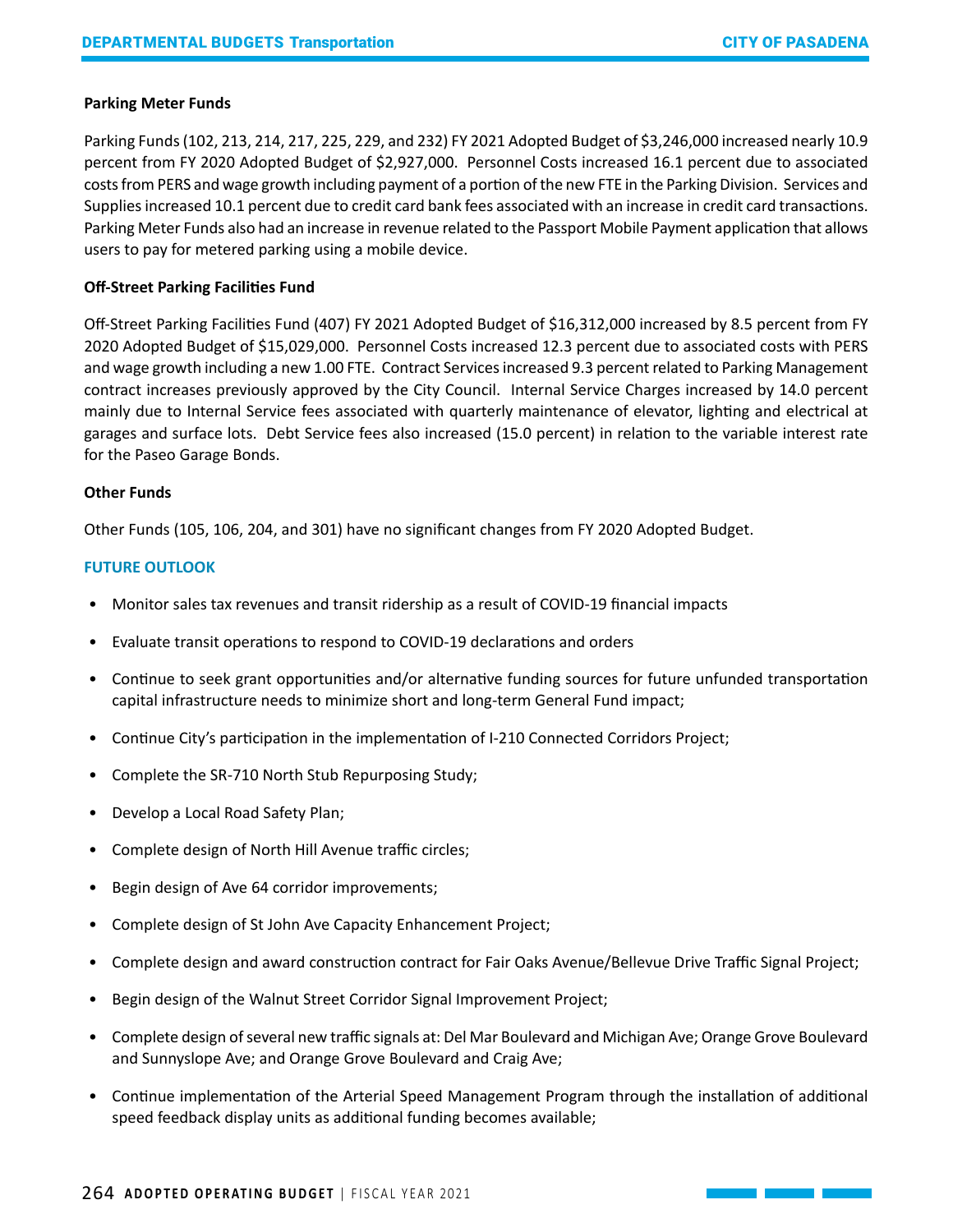**Parking Meter Funds**

Parking Funds (102, 213, 214, 217, 225, 229, and 232) FY 2021 Adopted Budget of $3,246,000 increased nearly 10.9 percent from FY 2020 Adopted Budget of $2,927,000. Personnel Costs increased 16.1 percent due to associated costs from PERS and wage growth including payment of a portion of the new FTE in the Parking Division. Services and Supplies increased 10.1 percent due to credit card bank fees associated with an increase in credit card transactions. Parking Meter Funds also had an increase in revenue related to the Passport Mobile Payment application that allows users to pay for metered parking using a mobile device.

**Off-Street Parking Facilities Fund**

Off-Street Parking Facilities Fund (407) FY 2021 Adopted Budget of $16,312,000 increased by 8.5 percent from FY 2020 Adopted Budget of $15,029,000. Personnel Costs increased 12.3 percent due to associated costs with PERS and wage growth including a new 1.00 FTE. Contract Services increased 9.3 percent related to Parking Management contract increases previously approved by the City Council. Internal Service Charges increased by 14.0 percent mainly due to Internal Service fees associated with quarterly maintenance of elevator, lighting and electrical at garages and surface lots. Debt Service fees also increased (15.0 percent) in relation to the variable interest rate for the Paseo Garage Bonds.

**Other Funds**

Other Funds (105, 106, 204, and 301) have no significant changes from FY 2020 Adopted Budget.

## FUTURE OUTLOOK

- Monitor sales tax revenues and transit ridership as a result of COVID-19 financial impacts
- Evaluate transit operations to respond to COVID-19 declarations and orders
- Continue to seek grant opportunities and/or alternative funding sources for future unfunded transportation capital infrastructure needs to minimize short and long-term General Fund impact;
- Continue City's participation in the implementation of I-210 Connected Corridors Project;
- Complete the SR-710 North Stub Repurposing Study;
- Develop a Local Road Safety Plan;
- Complete design of North Hill Avenue traffic circles;
- Begin design of Ave 64 corridor improvements;
- Complete design of St John Ave Capacity Enhancement Project;
- Complete design and award construction contract for Fair Oaks Avenue/Bellevue Drive Traffic Signal Project;
- Begin design of the Walnut Street Corridor Signal Improvement Project;
- Complete design of several new traffic signals at: Del Mar Boulevard and Michigan Ave; Orange Grove Boulevard and Sunnyslope Ave; and Orange Grove Boulevard and Craig Ave;
- Continue implementation of the Arterial Speed Management Program through the installation of additional speed feedback display units as additional funding becomes available;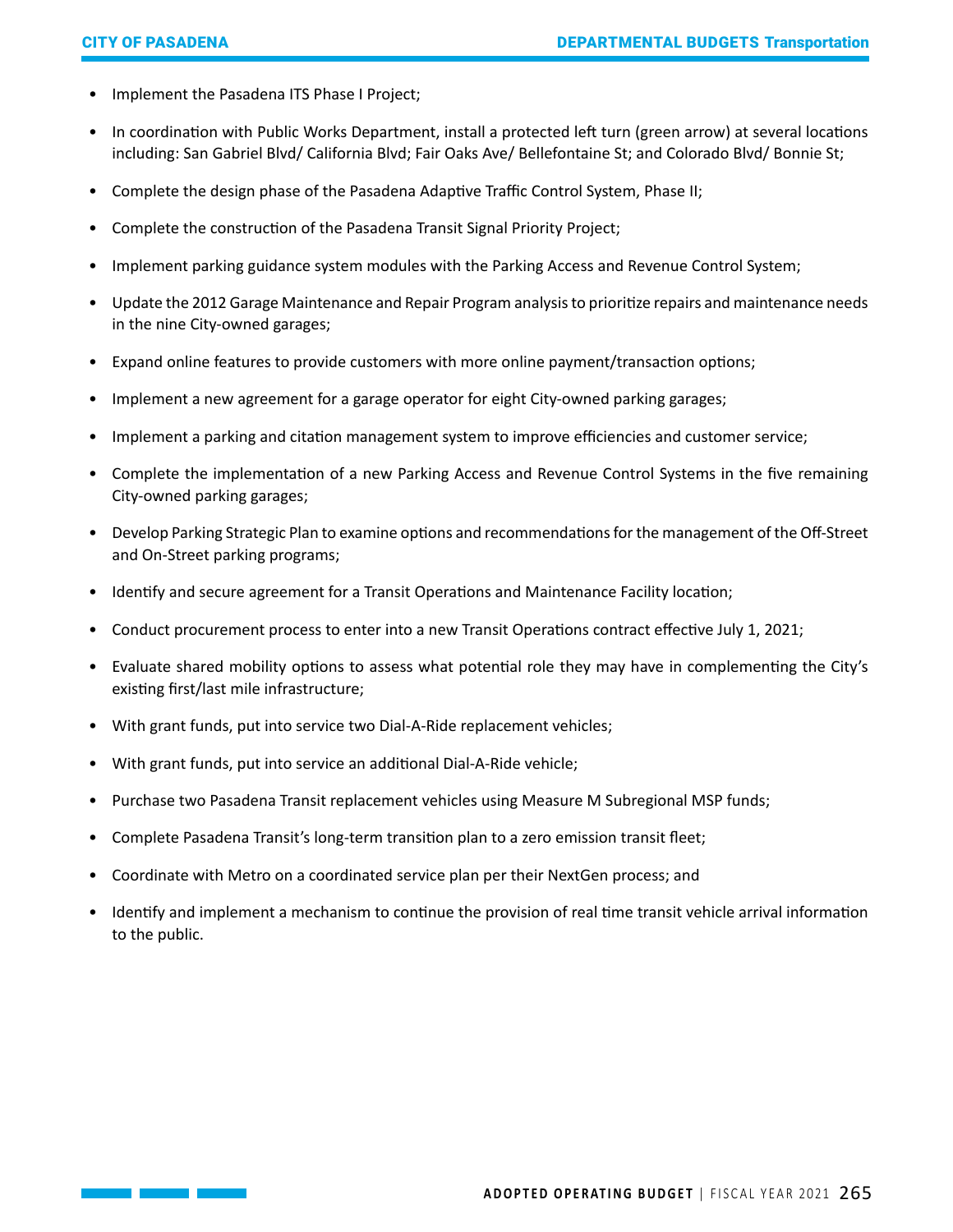- Implement the Pasadena ITS Phase I Project;
- In coordination with Public Works Department, install a protected left turn (green arrow) at several locations including: San Gabriel Blvd/ California Blvd; Fair Oaks Ave/ Bellefontaine St; and Colorado Blvd/ Bonnie St;
- Complete the design phase of the Pasadena Adaptive Traffic Control System, Phase II;
- Complete the construction of the Pasadena Transit Signal Priority Project;
- Implement parking guidance system modules with the Parking Access and Revenue Control System;
- Update the 2012 Garage Maintenance and Repair Program analysis to prioritize repairs and maintenance needs in the nine City-owned garages;
- Expand online features to provide customers with more online payment/transaction options;
- Implement a new agreement for a garage operator for eight City-owned parking garages;
- Implement a parking and citation management system to improve efficiencies and customer service;
- Complete the implementation of a new Parking Access and Revenue Control Systems in the five remaining City-owned parking garages;
- Develop Parking Strategic Plan to examine options and recommendations for the management of the Off-Street and On-Street parking programs;
- Identify and secure agreement for a Transit Operations and Maintenance Facility location;
- Conduct procurement process to enter into a new Transit Operations contract effective July 1, 2021;
- Evaluate shared mobility options to assess what potential role they may have in complementing the City's existing first/last mile infrastructure;
- With grant funds, put into service two Dial-A-Ride replacement vehicles;
- With grant funds, put into service an additional Dial-A-Ride vehicle;
- Purchase two Pasadena Transit replacement vehicles using Measure M Subregional MSP funds;
- Complete Pasadena Transit's long-term transition plan to a zero emission transit fleet;
- Coordinate with Metro on a coordinated service plan per their NextGen process; and
- Identify and implement a mechanism to continue the provision of real time transit vehicle arrival information to the public.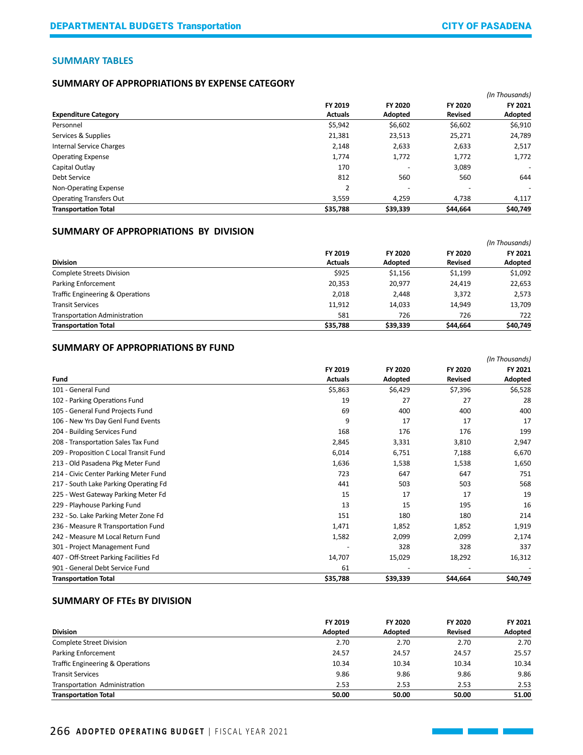## SUMMARY TABLES

### SUMMARY OF APPROPRIATIONS BY EXPENSE CATEGORY

*(In Thousands)*

| Expenditure Category | FY 2019 Actuals | FY 2020 Adopted | FY 2020 Revised | FY 2021 Adopted |
|---|---|---|---|---|
| Personnel | $5,942 | $6,602 | $6,602 | $6,910 |
| Services & Supplies | 21,381 | 23,513 | 25,271 | 24,789 |
| Internal Service Charges | 2,148 | 2,633 | 2,633 | 2,517 |
| Operating Expense | 1,774 | 1,772 | 1,772 | 1,772 |
| Capital Outlay | 170 | - | 3,089 | - |
| Debt Service | 812 | 560 | 560 | 644 |
| Non-Operating Expense | 2 | - | - | - |
| Operating Transfers Out | 3,559 | 4,259 | 4,738 | 4,117 |
| **Transportation Total** | **$35,788** | **$39,339** | **$44,664** | **$40,749** |

### SUMMARY OF APPROPRIATIONS BY DIVISION

*(In Thousands)*

| Division | FY 2019 Actuals | FY 2020 Adopted | FY 2020 Revised | FY 2021 Adopted |
|---|---|---|---|---|
| Complete Streets Division | $925 | $1,156 | $1,199 | $1,092 |
| Parking Enforcement | 20,353 | 20,977 | 24,419 | 22,653 |
| Traffic Engineering & Operations | 2,018 | 2,448 | 3,372 | 2,573 |
| Transit Services | 11,912 | 14,033 | 14,949 | 13,709 |
| Transportation Administration | 581 | 726 | 726 | 722 |
| **Transportation Total** | **$35,788** | **$39,339** | **$44,664** | **$40,749** |

### SUMMARY OF APPROPRIATIONS BY FUND

*(In Thousands)*

| Fund | FY 2019 Actuals | FY 2020 Adopted | FY 2020 Revised | FY 2021 Adopted |
|---|---|---|---|---|
| 101 - General Fund | $5,863 | $6,429 | $7,396 | $6,528 |
| 102 - Parking Operations Fund | 19 | 27 | 27 | 28 |
| 105 - General Fund Projects Fund | 69 | 400 | 400 | 400 |
| 106 - New Yrs Day Genl Fund Events | 9 | 17 | 17 | 17 |
| 204 - Building Services Fund | 168 | 176 | 176 | 199 |
| 208 - Transportation Sales Tax Fund | 2,845 | 3,331 | 3,810 | 2,947 |
| 209 - Proposition C Local Transit Fund | 6,014 | 6,751 | 7,188 | 6,670 |
| 213 - Old Pasadena Pkg Meter Fund | 1,636 | 1,538 | 1,538 | 1,650 |
| 214 - Civic Center Parking Meter Fund | 723 | 647 | 647 | 751 |
| 217 - South Lake Parking Operating Fd | 441 | 503 | 503 | 568 |
| 225 - West Gateway Parking Meter Fd | 15 | 17 | 17 | 19 |
| 229 - Playhouse Parking Fund | 13 | 15 | 195 | 16 |
| 232 - So. Lake Parking Meter Zone Fd | 151 | 180 | 180 | 214 |
| 236 - Measure R Transportation Fund | 1,471 | 1,852 | 1,852 | 1,919 |
| 242 - Measure M Local Return Fund | 1,582 | 2,099 | 2,099 | 2,174 |
| 301 - Project Management Fund | - | 328 | 328 | 337 |
| 407 - Off-Street Parking Facilities Fd | 14,707 | 15,029 | 18,292 | 16,312 |
| 901 - General Debt Service Fund | 61 | - | - | - |
| **Transportation Total** | **$35,788** | **$39,339** | **$44,664** | **$40,749** |

### SUMMARY OF FTEs BY DIVISION

| Division | FY 2019 Adopted | FY 2020 Adopted | FY 2020 Revised | FY 2021 Adopted |
|---|---|---|---|---|
| Complete Street Division | 2.70 | 2.70 | 2.70 | 2.70 |
| Parking Enforcement | 24.57 | 24.57 | 24.57 | 25.57 |
| Traffic Engineering & Operations | 10.34 | 10.34 | 10.34 | 10.34 |
| Transit Services | 9.86 | 9.86 | 9.86 | 9.86 |
| Transportation Administration | 2.53 | 2.53 | 2.53 | 2.53 |
| **Transportation Total** | **50.00** | **50.00** | **50.00** | **51.00** |